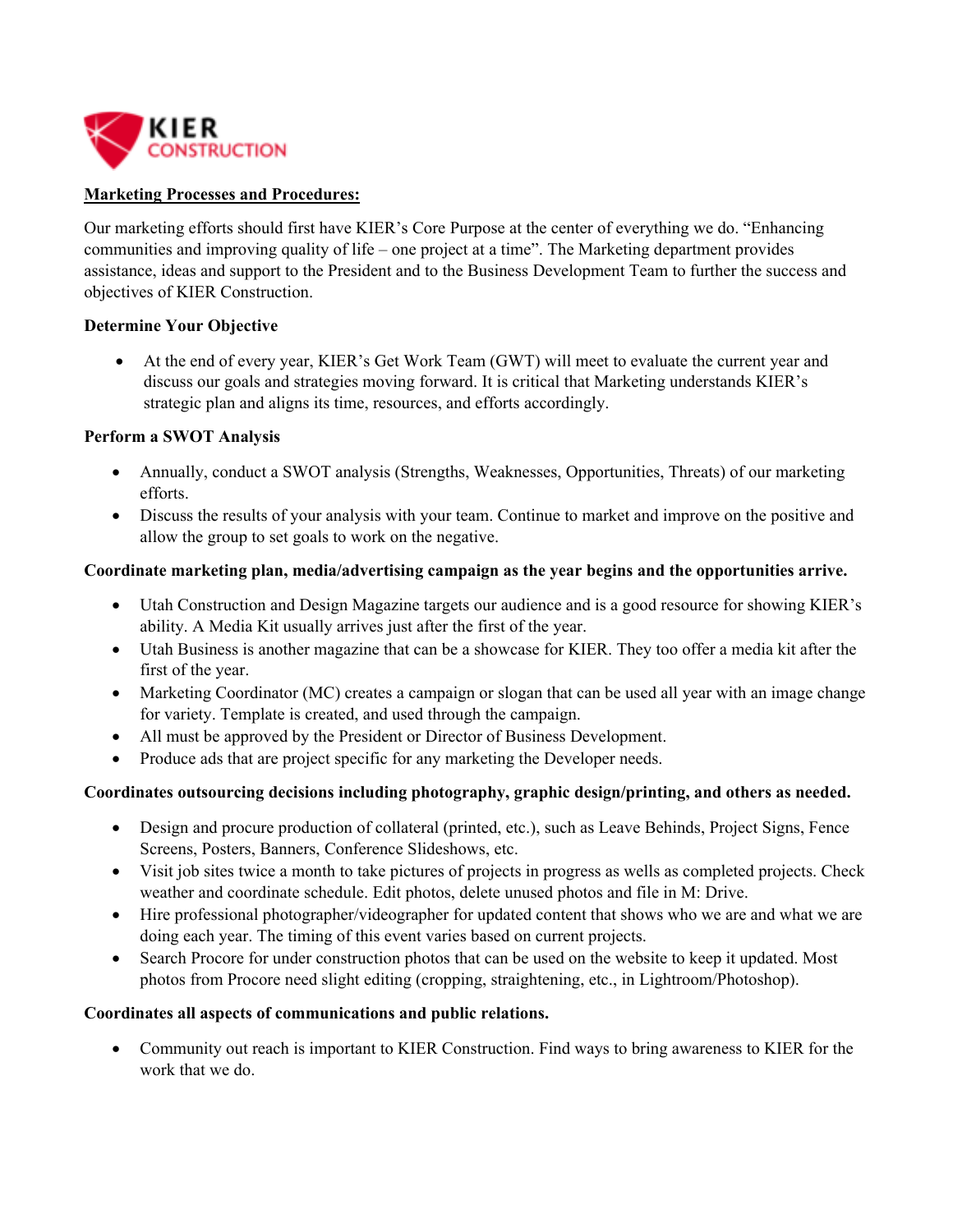KIER CONSTRUCTION

**Marketing Processes and Procedures:**

Our marketing efforts should first have KIER's Core Purpose at the center of everything we do. "Enhancing communities and improving quality of life – one project at a time". The Marketing department provides assistance, ideas and support to the President and to the Business Development Team to further the success and objectives of KIER Construction.

**Determine Your Objective**

- At the end of every year, KIER's Get Work Team (GWT) will meet to evaluate the current year and discuss our goals and strategies moving forward. It is critical that Marketing understands KIER's strategic plan and aligns its time, resources, and efforts accordingly.

**Perform a SWOT Analysis**

- Annually, conduct a SWOT analysis (Strengths, Weaknesses, Opportunities, Threats) of our marketing efforts.
- Discuss the results of your analysis with your team. Continue to market and improve on the positive and allow the group to set goals to work on the negative.

**Coordinate marketing plan, media/advertising campaign as the year begins and the opportunities arrive.**

- Utah Construction and Design Magazine targets our audience and is a good resource for showing KIER's ability. A Media Kit usually arrives just after the first of the year.
- Utah Business is another magazine that can be a showcase for KIER. They too offer a media kit after the first of the year.
- Marketing Coordinator (MC) creates a campaign or slogan that can be used all year with an image change for variety. Template is created, and used through the campaign.
- All must be approved by the President or Director of Business Development.
- Produce ads that are project specific for any marketing the Developer needs.

**Coordinates outsourcing decisions including photography, graphic design/printing, and others as needed.**

- Design and procure production of collateral (printed, etc.), such as Leave Behinds, Project Signs, Fence Screens, Posters, Banners, Conference Slideshows, etc.
- Visit job sites twice a month to take pictures of projects in progress as wells as completed projects. Check weather and coordinate schedule. Edit photos, delete unused photos and file in M: Drive.
- Hire professional photographer/videographer for updated content that shows who we are and what we are doing each year. The timing of this event varies based on current projects.
- Search Procore for under construction photos that can be used on the website to keep it updated. Most photos from Procore need slight editing (cropping, straightening, etc., in Lightroom/Photoshop).

**Coordinates all aspects of communications and public relations.**

- Community out reach is important to KIER Construction. Find ways to bring awareness to KIER for the work that we do.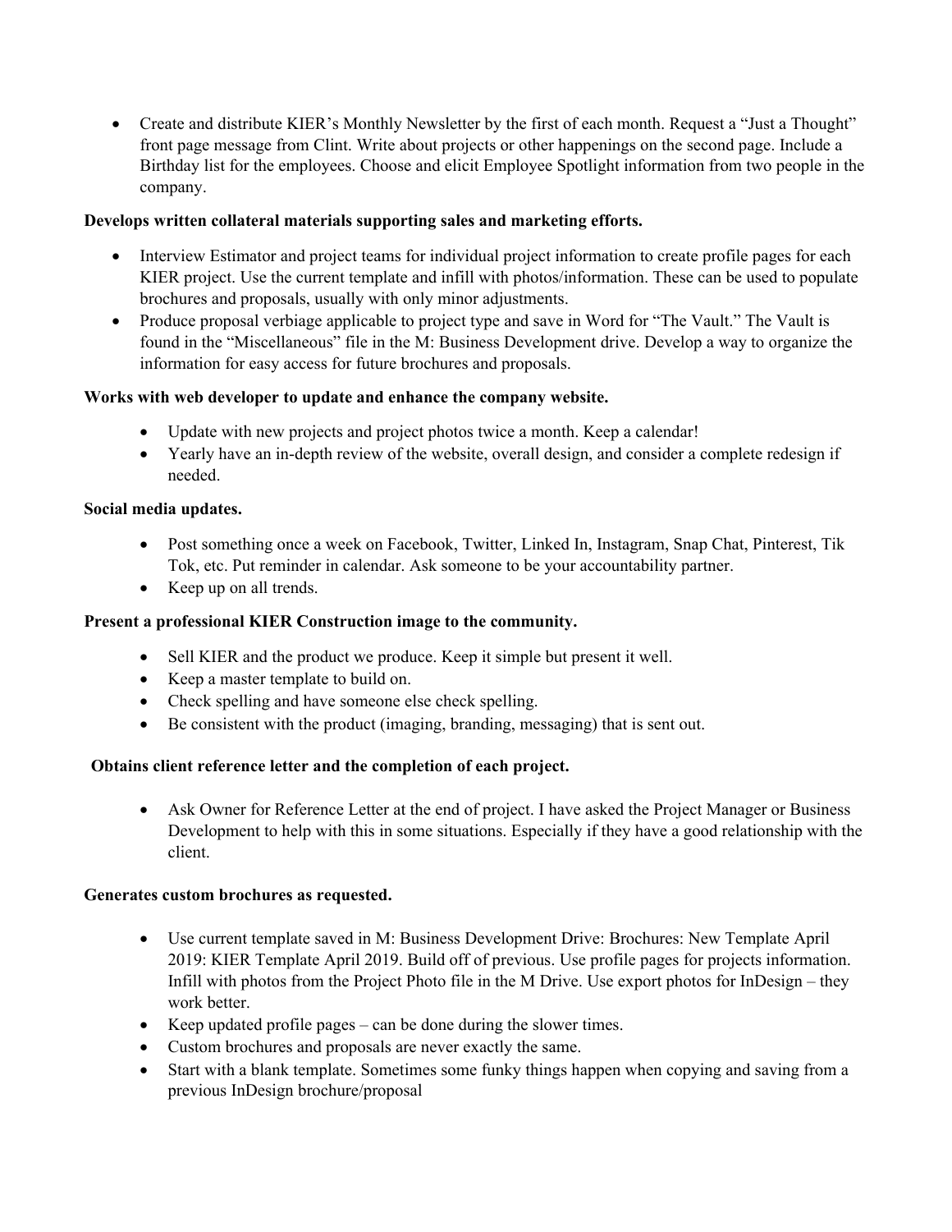- Create and distribute KIER's Monthly Newsletter by the first of each month. Request a "Just a Thought" front page message from Clint. Write about projects or other happenings on the second page. Include a Birthday list for the employees. Choose and elicit Employee Spotlight information from two people in the company.

**Develops written collateral materials supporting sales and marketing efforts.**

- Interview Estimator and project teams for individual project information to create profile pages for each KIER project. Use the current template and infill with photos/information. These can be used to populate brochures and proposals, usually with only minor adjustments.
- Produce proposal verbiage applicable to project type and save in Word for "The Vault." The Vault is found in the "Miscellaneous" file in the M: Business Development drive. Develop a way to organize the information for easy access for future brochures and proposals.

**Works with web developer to update and enhance the company website.**

- Update with new projects and project photos twice a month. Keep a calendar!
- Yearly have an in-depth review of the website, overall design, and consider a complete redesign if needed.

**Social media updates.**

- Post something once a week on Facebook, Twitter, Linked In, Instagram, Snap Chat, Pinterest, Tik Tok, etc. Put reminder in calendar. Ask someone to be your accountability partner.
- Keep up on all trends.

**Present a professional KIER Construction image to the community.**

- Sell KIER and the product we produce. Keep it simple but present it well.
- Keep a master template to build on.
- Check spelling and have someone else check spelling.
- Be consistent with the product (imaging, branding, messaging) that is sent out.

**Obtains client reference letter and the completion of each project.**

- Ask Owner for Reference Letter at the end of project. I have asked the Project Manager or Business Development to help with this in some situations. Especially if they have a good relationship with the client.

**Generates custom brochures as requested.**

- Use current template saved in M: Business Development Drive: Brochures: New Template April 2019: KIER Template April 2019. Build off of previous. Use profile pages for projects information. Infill with photos from the Project Photo file in the M Drive. Use export photos for InDesign – they work better.
- Keep updated profile pages – can be done during the slower times.
- Custom brochures and proposals are never exactly the same.
- Start with a blank template. Sometimes some funky things happen when copying and saving from a previous InDesign brochure/proposal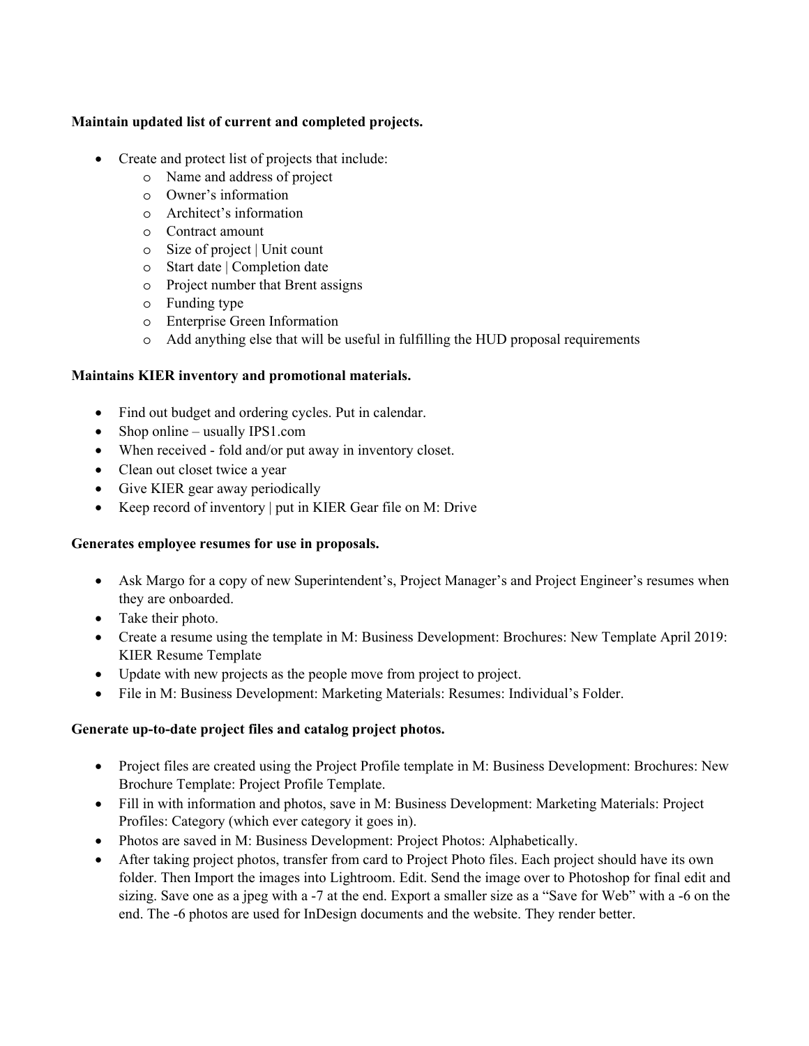**Maintain updated list of current and completed projects.**

- Create and protect list of projects that include:
  - Name and address of project
  - Owner's information
  - Architect's information
  - Contract amount
  - Size of project | Unit count
  - Start date | Completion date
  - Project number that Brent assigns
  - Funding type
  - Enterprise Green Information
  - Add anything else that will be useful in fulfilling the HUD proposal requirements

**Maintains KIER inventory and promotional materials.**

- Find out budget and ordering cycles. Put in calendar.
- Shop online – usually IPS1.com
- When received - fold and/or put away in inventory closet.
- Clean out closet twice a year
- Give KIER gear away periodically
- Keep record of inventory | put in KIER Gear file on M: Drive

**Generates employee resumes for use in proposals.**

- Ask Margo for a copy of new Superintendent's, Project Manager's and Project Engineer's resumes when they are onboarded.
- Take their photo.
- Create a resume using the template in M: Business Development: Brochures: New Template April 2019: KIER Resume Template
- Update with new projects as the people move from project to project.
- File in M: Business Development: Marketing Materials: Resumes: Individual's Folder.

**Generate up-to-date project files and catalog project photos.**

- Project files are created using the Project Profile template in M: Business Development: Brochures: New Brochure Template: Project Profile Template.
- Fill in with information and photos, save in M: Business Development: Marketing Materials: Project Profiles: Category (which ever category it goes in).
- Photos are saved in M: Business Development: Project Photos: Alphabetically.
- After taking project photos, transfer from card to Project Photo files. Each project should have its own folder. Then Import the images into Lightroom. Edit. Send the image over to Photoshop for final edit and sizing. Save one as a jpeg with a -7 at the end. Export a smaller size as a "Save for Web" with a -6 on the end. The -6 photos are used for InDesign documents and the website. They render better.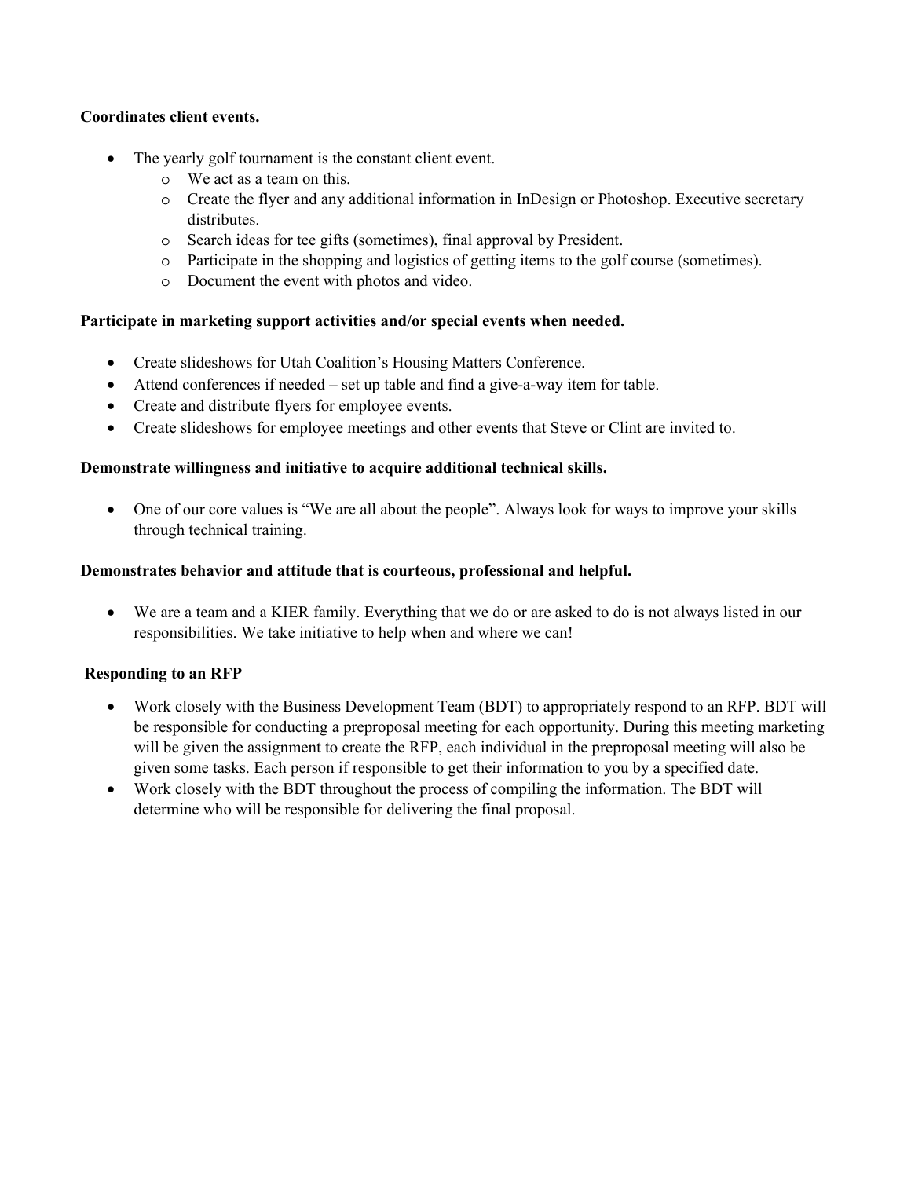**Coordinates client events.**

- The yearly golf tournament is the constant client event.
  - We act as a team on this.
  - Create the flyer and any additional information in InDesign or Photoshop. Executive secretary distributes.
  - Search ideas for tee gifts (sometimes), final approval by President.
  - Participate in the shopping and logistics of getting items to the golf course (sometimes).
  - Document the event with photos and video.

**Participate in marketing support activities and/or special events when needed.**

- Create slideshows for Utah Coalition's Housing Matters Conference.
- Attend conferences if needed – set up table and find a give-a-way item for table.
- Create and distribute flyers for employee events.
- Create slideshows for employee meetings and other events that Steve or Clint are invited to.

**Demonstrate willingness and initiative to acquire additional technical skills.**

- One of our core values is "We are all about the people". Always look for ways to improve your skills through technical training.

**Demonstrates behavior and attitude that is courteous, professional and helpful.**

- We are a team and a KIER family. Everything that we do or are asked to do is not always listed in our responsibilities. We take initiative to help when and where we can!

**Responding to an RFP**

- Work closely with the Business Development Team (BDT) to appropriately respond to an RFP. BDT will be responsible for conducting a preproposal meeting for each opportunity. During this meeting marketing will be given the assignment to create the RFP, each individual in the preproposal meeting will also be given some tasks. Each person if responsible to get their information to you by a specified date.
- Work closely with the BDT throughout the process of compiling the information. The BDT will determine who will be responsible for delivering the final proposal.